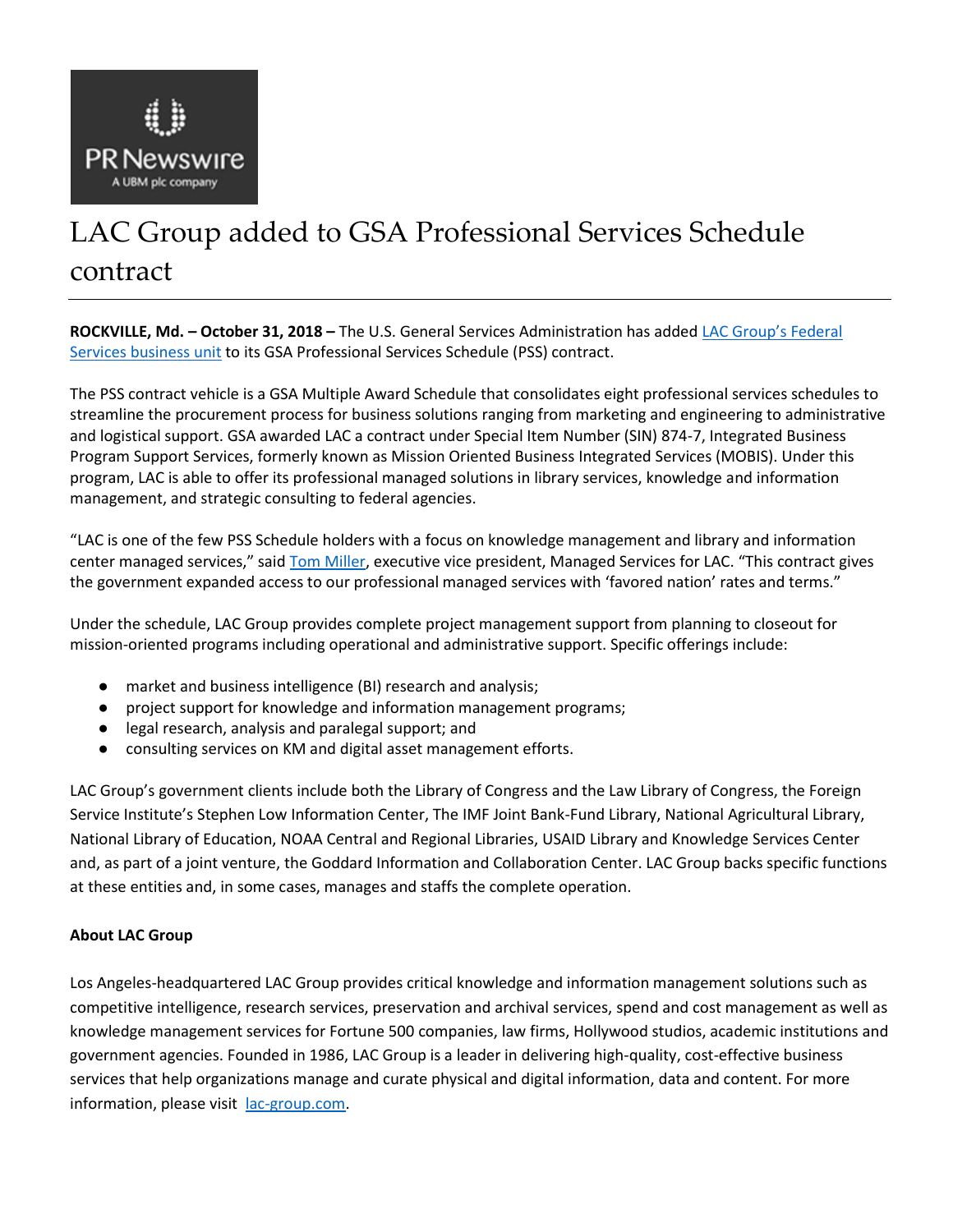# LAC Group added to GSA Professional Services Schedule contract

**ROCKVILLE, Md. – October 31, 2018 –** The U.S. General Services Administration has added LAC Group's Federal Services business unit to its GSA Professional Services Schedule (PSS) contract.

The PSS contract vehicle is a GSA Multiple Award Schedule that consolidates eight professional services schedules to streamline the procurement process for business solutions ranging from marketing and engineering to administrative and logistical support. GSA awarded LAC a contract under Special Item Number (SIN) 874-7, Integrated Business Program Support Services, formerly known as Mission Oriented Business Integrated Services (MOBIS). Under this program, LAC is able to offer its professional managed solutions in library services, knowledge and information management, and strategic consulting to federal agencies.

"LAC is one of the few PSS Schedule holders with a focus on knowledge management and library and information center managed services," said Tom Miller, executive vice president, Managed Services for LAC. "This contract gives the government expanded access to our professional managed services with 'favored nation' rates and terms."

Under the schedule, LAC Group provides complete project management support from planning to closeout for mission-oriented programs including operational and administrative support. Specific offerings include:

- market and business intelligence (BI) research and analysis;
- project support for knowledge and information management programs;
- legal research, analysis and paralegal support; and
- consulting services on KM and digital asset management efforts.

LAC Group's government clients include both the Library of Congress and the Law Library of Congress, the Foreign Service Institute's Stephen Low Information Center, The IMF Joint Bank-Fund Library, National Agricultural Library, National Library of Education, NOAA Central and Regional Libraries, USAID Library and Knowledge Services Center and, as part of a joint venture, the Goddard Information and Collaboration Center. LAC Group backs specific functions at these entities and, in some cases, manages and staffs the complete operation.

**About LAC Group**

Los Angeles-headquartered LAC Group provides critical knowledge and information management solutions such as competitive intelligence, research services, preservation and archival services, spend and cost management as well as knowledge management services for Fortune 500 companies, law firms, Hollywood studios, academic institutions and government agencies. Founded in 1986, LAC Group is a leader in delivering high-quality, cost-effective business services that help organizations manage and curate physical and digital information, data and content. For more information, please visit lac-group.com.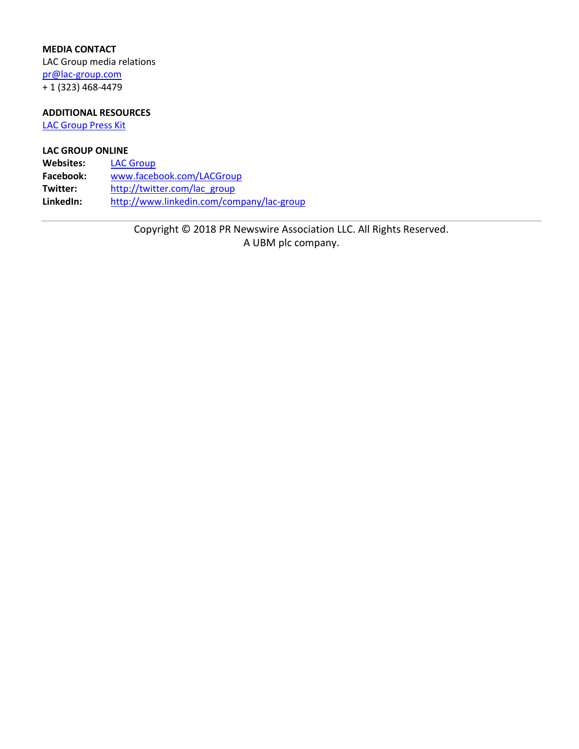**MEDIA CONTACT**
LAC Group media relations
pr@lac-group.com
+ 1 (323) 468-4479

**ADDITIONAL RESOURCES**
LAC Group Press Kit

**LAC GROUP ONLINE**

| | |
|---|---|
| **Websites:** | LAC Group |
| **Facebook:** | www.facebook.com/LACGroup |
| **Twitter:** | http://twitter.com/lac_group |
| **LinkedIn:** | http://www.linkedin.com/company/lac-group |

---

Copyright © 2018 PR Newswire Association LLC. All Rights Reserved.
A UBM plc company.